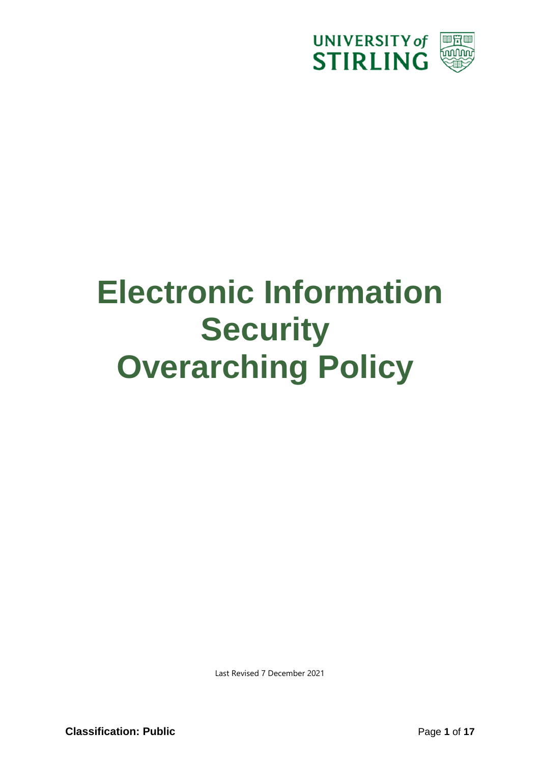UNIVERSITY of STIRLING

# Electronic Information Security Overarching Policy

Last Revised 7 December 2021

**Classification: Public**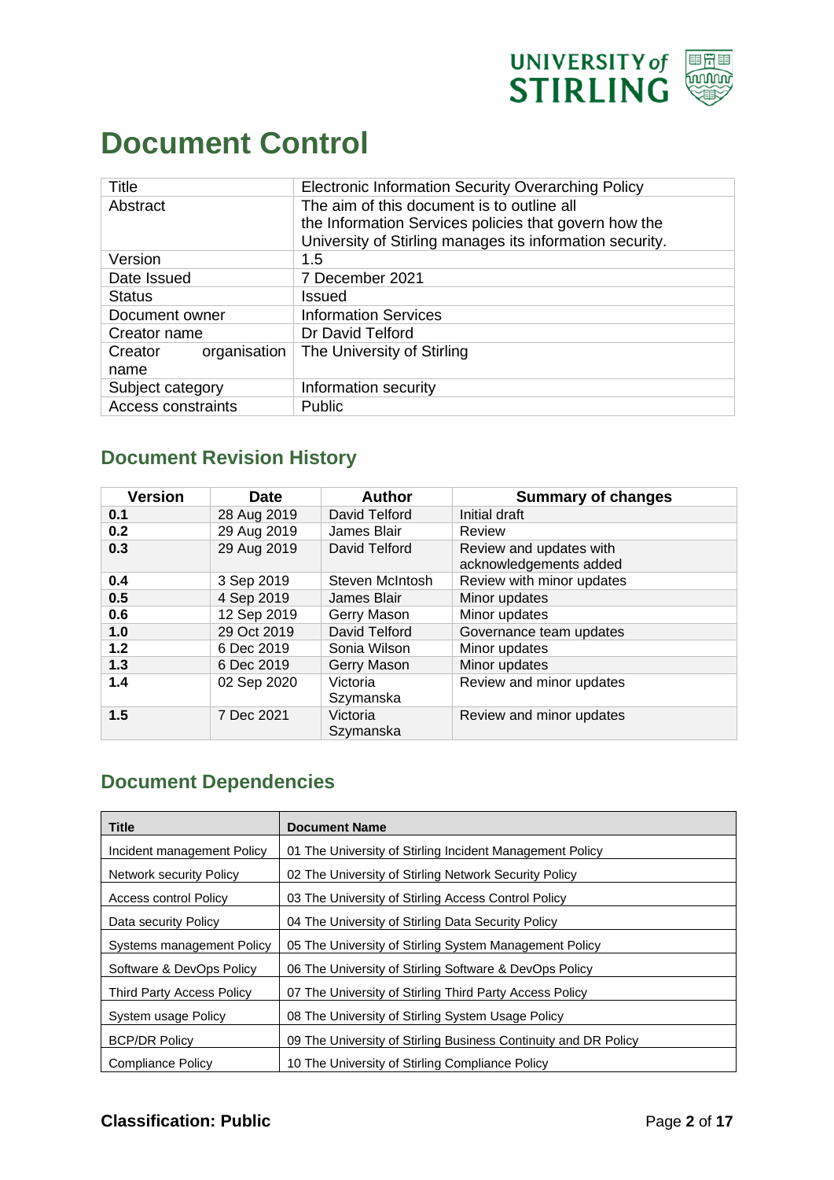# Document Control

| Title | Electronic Information Security Overarching Policy |
|---|---|
| Abstract | The aim of this document is to outline all the Information Services policies that govern how the University of Stirling manages its information security. |
| Version | 1.5 |
| Date Issued | 7 December 2021 |
| Status | Issued |
| Document owner | Information Services |
| Creator name | Dr David Telford |
| Creator organisation name | The University of Stirling |
| Subject category | Information security |
| Access constraints | Public |

## Document Revision History

| Version | Date | Author | Summary of changes |
|---|---|---|---|
| **0.1** | 28 Aug 2019 | David Telford | Initial draft |
| **0.2** | 29 Aug 2019 | James Blair | Review |
| **0.3** | 29 Aug 2019 | David Telford | Review and updates with acknowledgements added |
| **0.4** | 3 Sep 2019 | Steven McIntosh | Review with minor updates |
| **0.5** | 4 Sep 2019 | James Blair | Minor updates |
| **0.6** | 12 Sep 2019 | Gerry Mason | Minor updates |
| **1.0** | 29 Oct 2019 | David Telford | Governance team updates |
| **1.2** | 6 Dec 2019 | Sonia Wilson | Minor updates |
| **1.3** | 6 Dec 2019 | Gerry Mason | Minor updates |
| **1.4** | 02 Sep 2020 | Victoria Szymanska | Review and minor updates |
| **1.5** | 7 Dec 2021 | Victoria Szymanska | Review and minor updates |

## Document Dependencies

| Title | Document Name |
|---|---|
| Incident management Policy | 01 The University of Stirling Incident Management Policy |
| Network security Policy | 02 The University of Stirling Network Security Policy |
| Access control Policy | 03 The University of Stirling Access Control Policy |
| Data security Policy | 04 The University of Stirling Data Security Policy |
| Systems management Policy | 05 The University of Stirling System Management Policy |
| Software & DevOps Policy | 06 The University of Stirling Software & DevOps Policy |
| Third Party Access Policy | 07 The University of Stirling Third Party Access Policy |
| System usage Policy | 08 The University of Stirling System Usage Policy |
| BCP/DR Policy | 09 The University of Stirling Business Continuity and DR Policy |
| Compliance Policy | 10 The University of Stirling Compliance Policy |

**Classification: Public**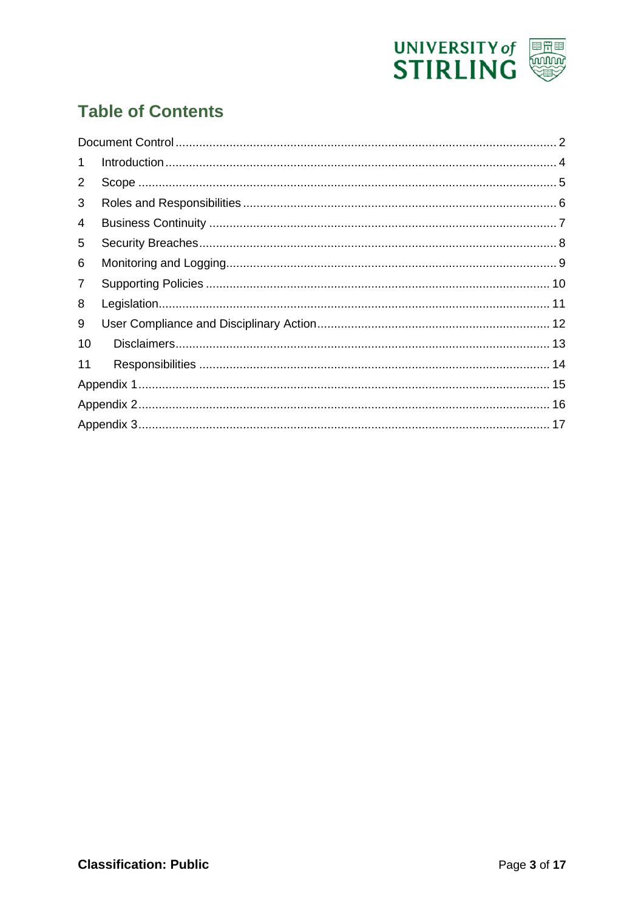## Table of Contents

Document Control ... 2

1 Introduction ... 4

2 Scope ... 5

3 Roles and Responsibilities ... 6

4 Business Continuity ... 7

5 Security Breaches ... 8

6 Monitoring and Logging ... 9

7 Supporting Policies ... 10

8 Legislation ... 11

9 User Compliance and Disciplinary Action ... 12

10 Disclaimers ... 13

11 Responsibilities ... 14

Appendix 1 ... 15

Appendix 2 ... 16

Appendix 3 ... 17

**Classification: Public**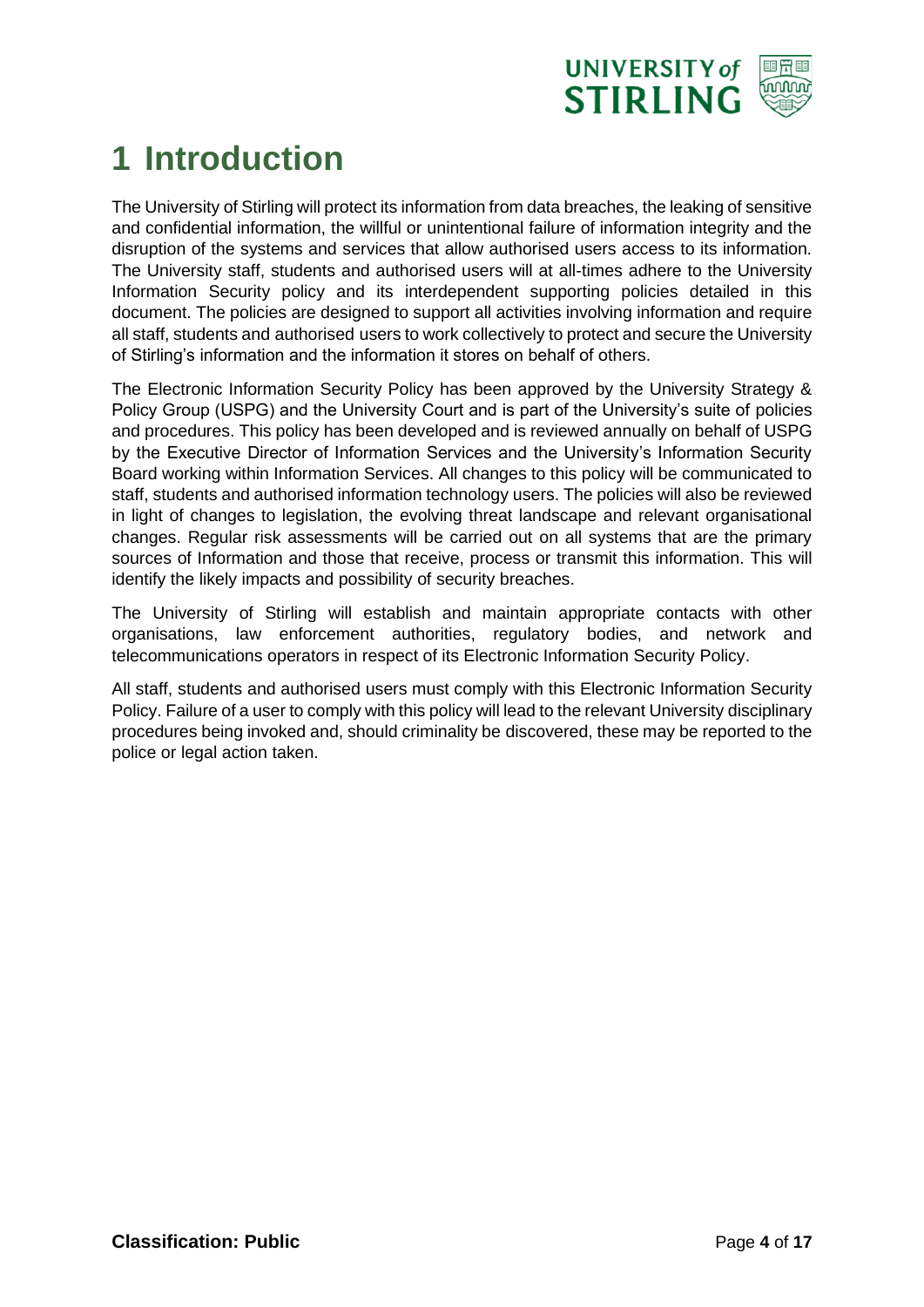# 1 Introduction

The University of Stirling will protect its information from data breaches, the leaking of sensitive and confidential information, the willful or unintentional failure of information integrity and the disruption of the systems and services that allow authorised users access to its information. The University staff, students and authorised users will at all-times adhere to the University Information Security policy and its interdependent supporting policies detailed in this document. The policies are designed to support all activities involving information and require all staff, students and authorised users to work collectively to protect and secure the University of Stirling's information and the information it stores on behalf of others.

The Electronic Information Security Policy has been approved by the University Strategy & Policy Group (USPG) and the University Court and is part of the University's suite of policies and procedures. This policy has been developed and is reviewed annually on behalf of USPG by the Executive Director of Information Services and the University's Information Security Board working within Information Services. All changes to this policy will be communicated to staff, students and authorised information technology users. The policies will also be reviewed in light of changes to legislation, the evolving threat landscape and relevant organisational changes. Regular risk assessments will be carried out on all systems that are the primary sources of Information and those that receive, process or transmit this information. This will identify the likely impacts and possibility of security breaches.

The University of Stirling will establish and maintain appropriate contacts with other organisations, law enforcement authorities, regulatory bodies, and network and telecommunications operators in respect of its Electronic Information Security Policy.

All staff, students and authorised users must comply with this Electronic Information Security Policy. Failure of a user to comply with this policy will lead to the relevant University disciplinary procedures being invoked and, should criminality be discovered, these may be reported to the police or legal action taken.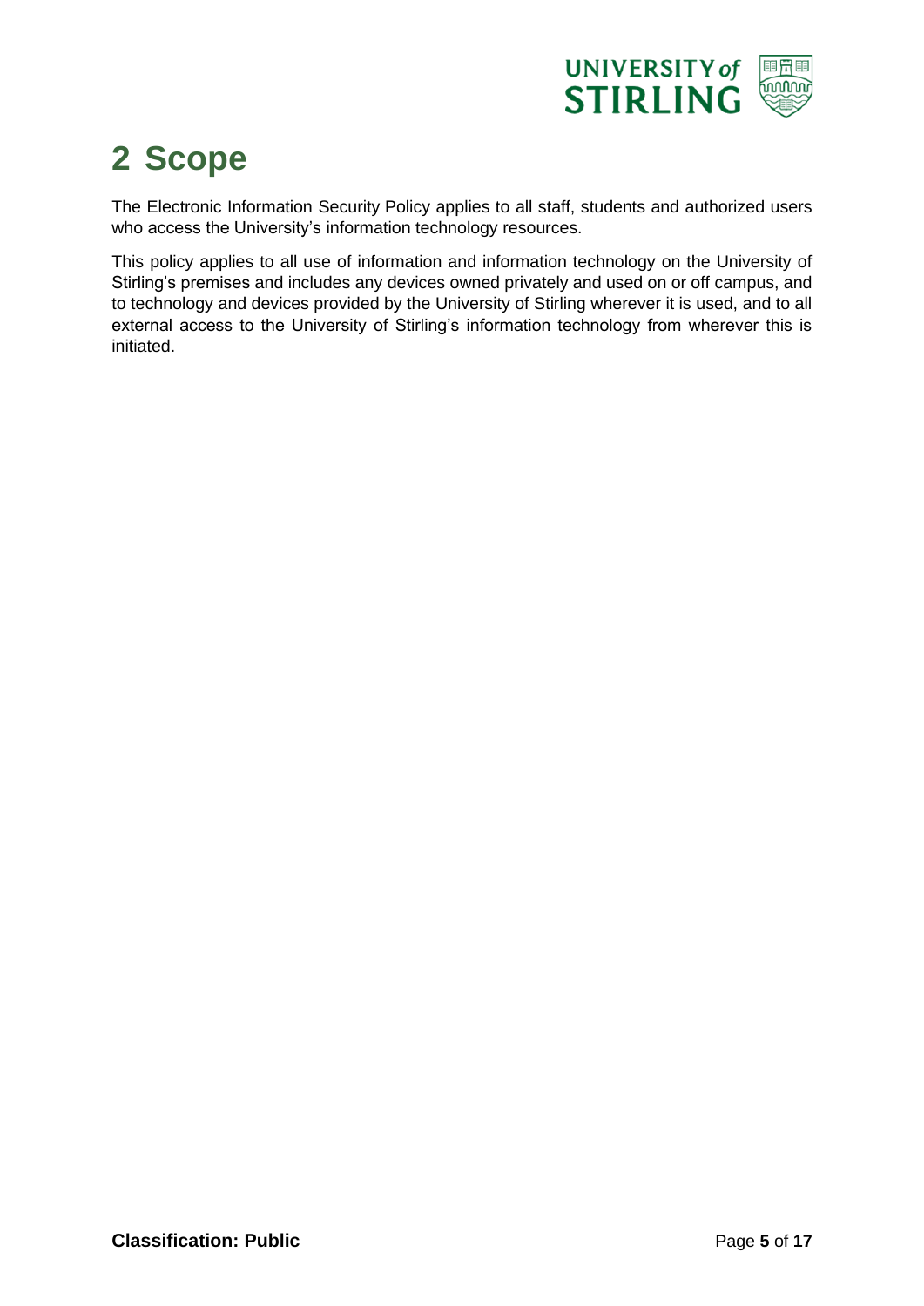# 2 Scope

The Electronic Information Security Policy applies to all staff, students and authorized users who access the University's information technology resources.

This policy applies to all use of information and information technology on the University of Stirling's premises and includes any devices owned privately and used on or off campus, and to technology and devices provided by the University of Stirling wherever it is used, and to all external access to the University of Stirling's information technology from wherever this is initiated.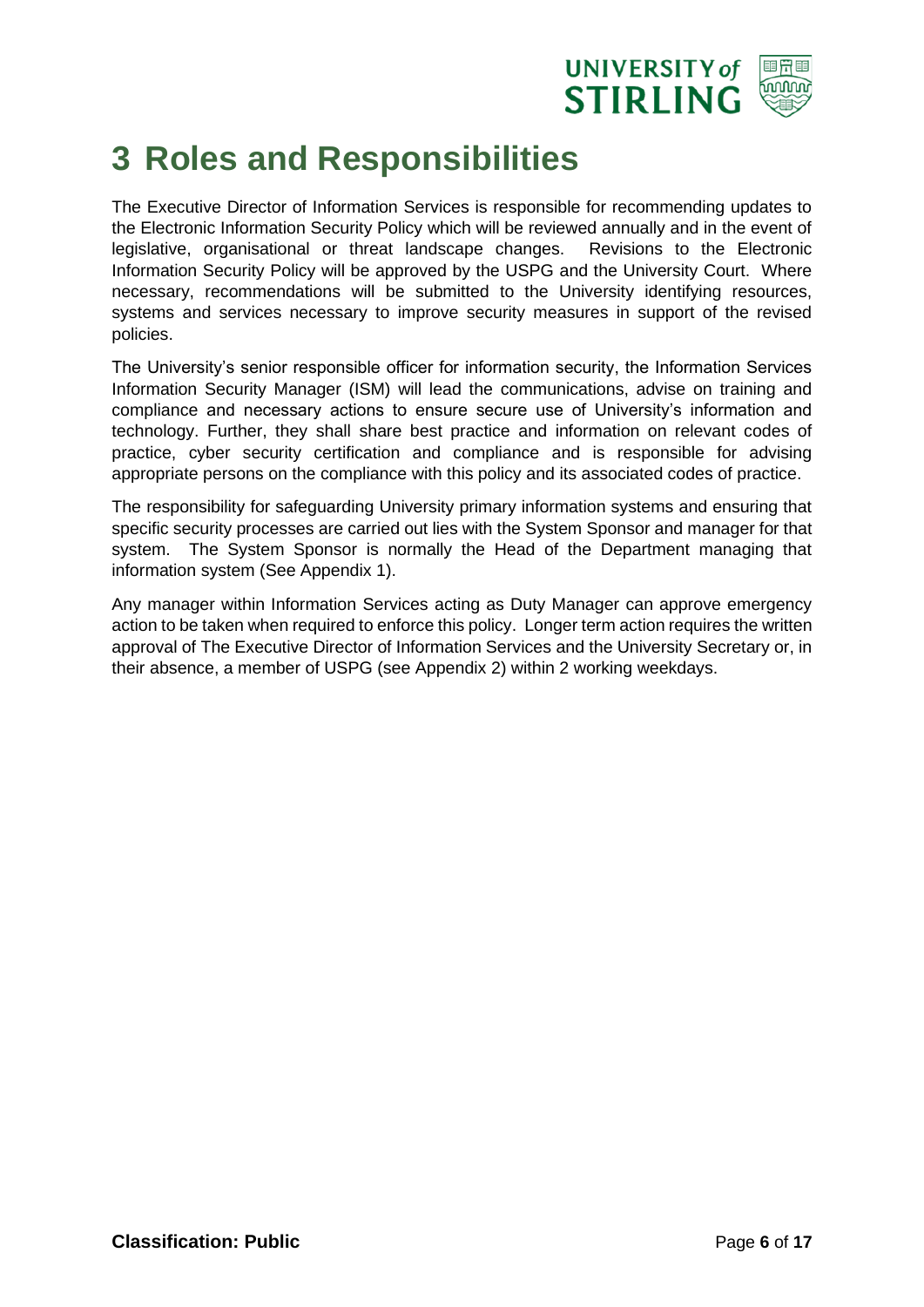# 3 Roles and Responsibilities

The Executive Director of Information Services is responsible for recommending updates to the Electronic Information Security Policy which will be reviewed annually and in the event of legislative, organisational or threat landscape changes. Revisions to the Electronic Information Security Policy will be approved by the USPG and the University Court. Where necessary, recommendations will be submitted to the University identifying resources, systems and services necessary to improve security measures in support of the revised policies.

The University's senior responsible officer for information security, the Information Services Information Security Manager (ISM) will lead the communications, advise on training and compliance and necessary actions to ensure secure use of University's information and technology. Further, they shall share best practice and information on relevant codes of practice, cyber security certification and compliance and is responsible for advising appropriate persons on the compliance with this policy and its associated codes of practice.

The responsibility for safeguarding University primary information systems and ensuring that specific security processes are carried out lies with the System Sponsor and manager for that system. The System Sponsor is normally the Head of the Department managing that information system (See Appendix 1).

Any manager within Information Services acting as Duty Manager can approve emergency action to be taken when required to enforce this policy. Longer term action requires the written approval of The Executive Director of Information Services and the University Secretary or, in their absence, a member of USPG (see Appendix 2) within 2 working weekdays.

**Classification: Public**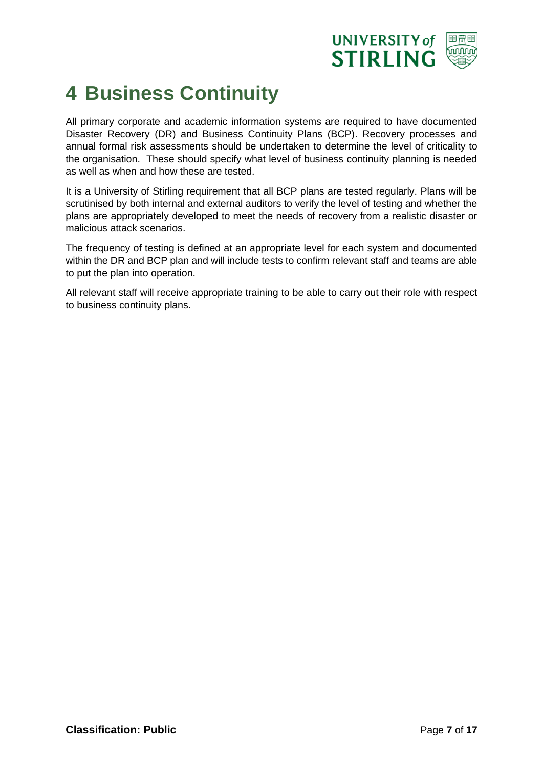# 4 Business Continuity

All primary corporate and academic information systems are required to have documented Disaster Recovery (DR) and Business Continuity Plans (BCP). Recovery processes and annual formal risk assessments should be undertaken to determine the level of criticality to the organisation. These should specify what level of business continuity planning is needed as well as when and how these are tested.

It is a University of Stirling requirement that all BCP plans are tested regularly. Plans will be scrutinised by both internal and external auditors to verify the level of testing and whether the plans are appropriately developed to meet the needs of recovery from a realistic disaster or malicious attack scenarios.

The frequency of testing is defined at an appropriate level for each system and documented within the DR and BCP plan and will include tests to confirm relevant staff and teams are able to put the plan into operation.

All relevant staff will receive appropriate training to be able to carry out their role with respect to business continuity plans.

**Classification: Public**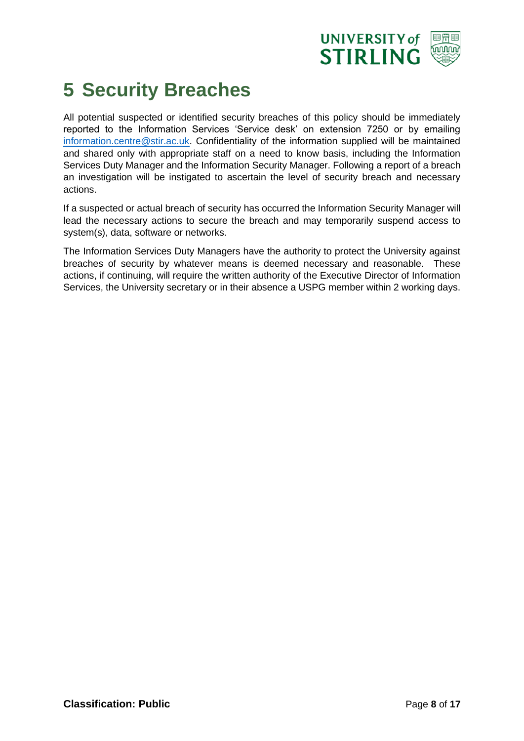# 5 Security Breaches

All potential suspected or identified security breaches of this policy should be immediately reported to the Information Services 'Service desk' on extension 7250 or by emailing information.centre@stir.ac.uk. Confidentiality of the information supplied will be maintained and shared only with appropriate staff on a need to know basis, including the Information Services Duty Manager and the Information Security Manager. Following a report of a breach an investigation will be instigated to ascertain the level of security breach and necessary actions.

If a suspected or actual breach of security has occurred the Information Security Manager will lead the necessary actions to secure the breach and may temporarily suspend access to system(s), data, software or networks.

The Information Services Duty Managers have the authority to protect the University against breaches of security by whatever means is deemed necessary and reasonable. These actions, if continuing, will require the written authority of the Executive Director of Information Services, the University secretary or in their absence a USPG member within 2 working days.

**Classification: Public**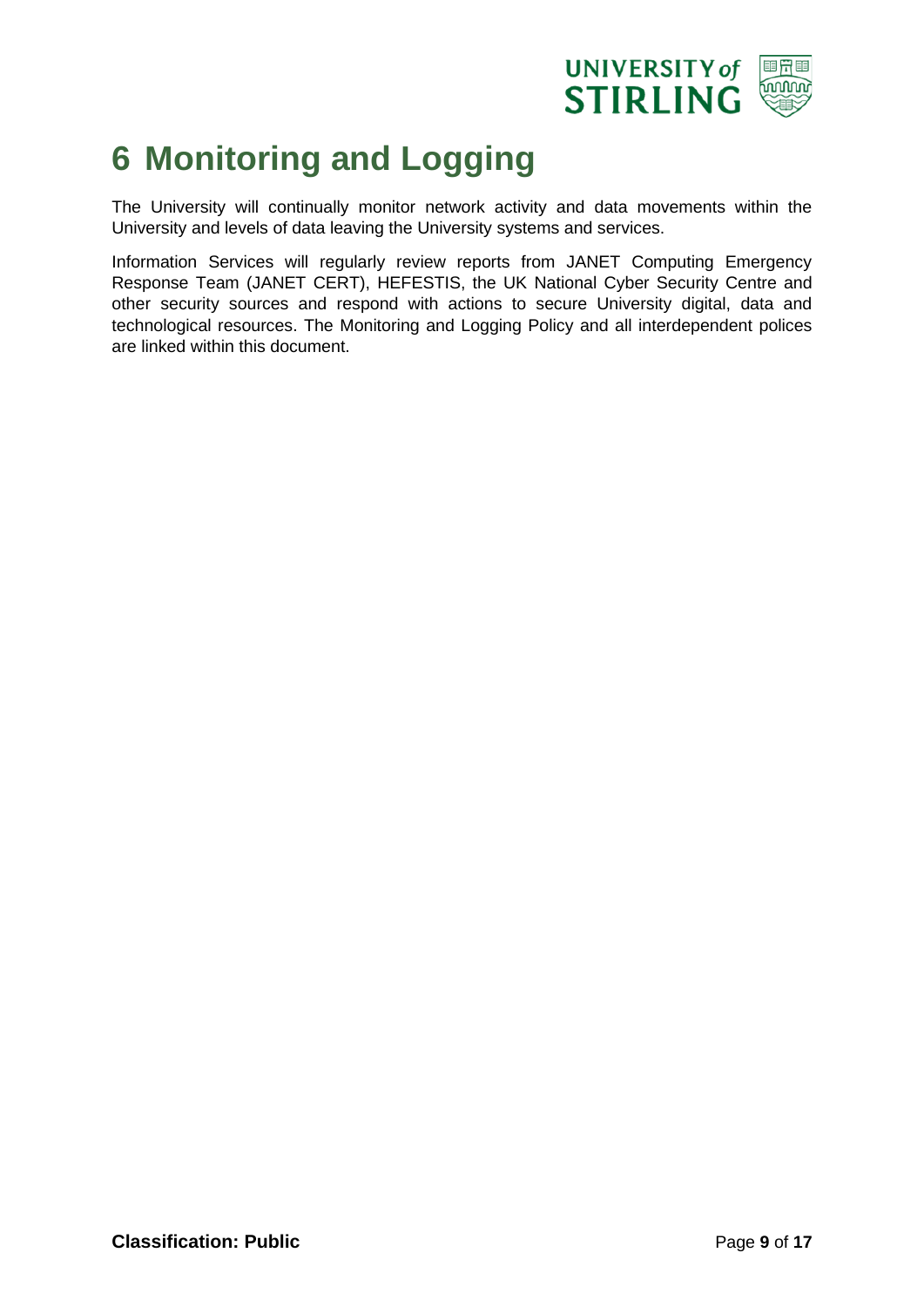# 6 Monitoring and Logging

The University will continually monitor network activity and data movements within the University and levels of data leaving the University systems and services.

Information Services will regularly review reports from JANET Computing Emergency Response Team (JANET CERT), HEFESTIS, the UK National Cyber Security Centre and other security sources and respond with actions to secure University digital, data and technological resources. The Monitoring and Logging Policy and all interdependent polices are linked within this document.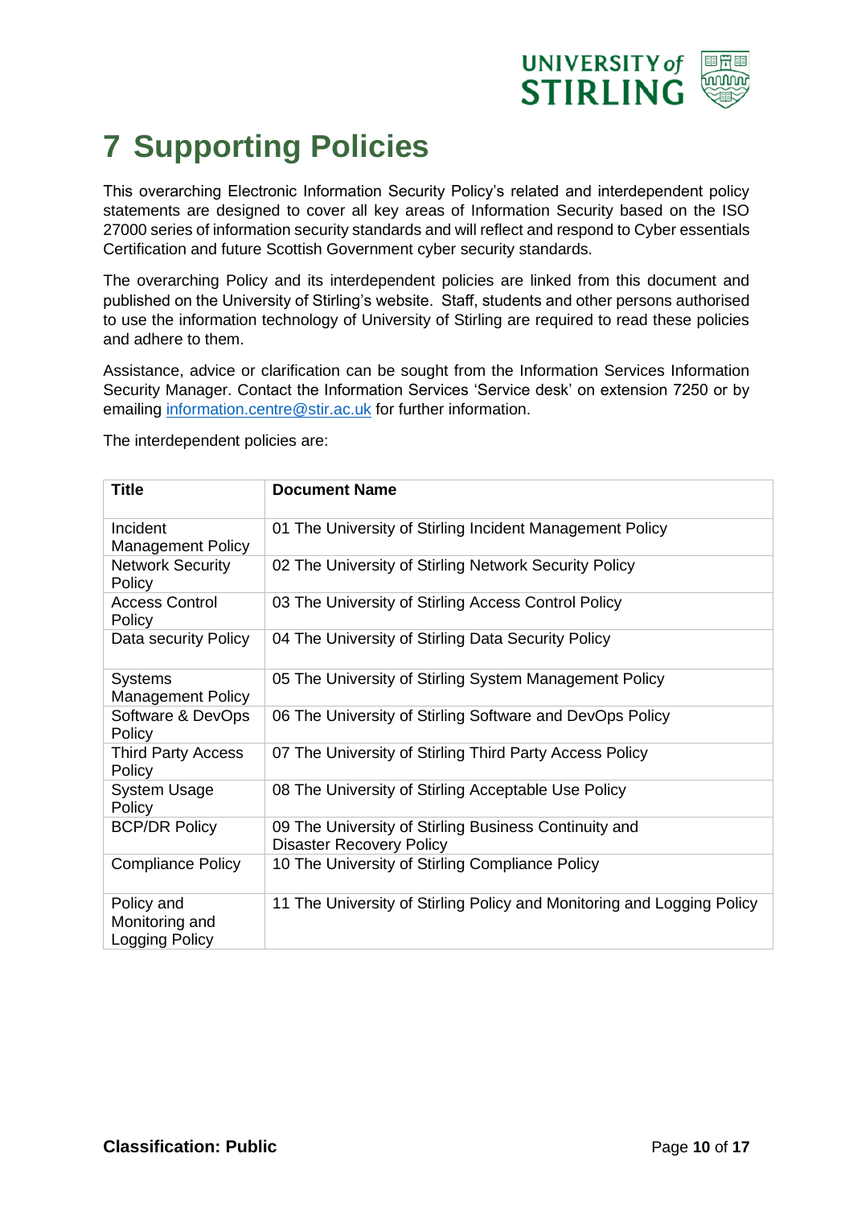# 7 Supporting Policies

This overarching Electronic Information Security Policy's related and interdependent policy statements are designed to cover all key areas of Information Security based on the ISO 27000 series of information security standards and will reflect and respond to Cyber essentials Certification and future Scottish Government cyber security standards.

The overarching Policy and its interdependent policies are linked from this document and published on the University of Stirling's website. Staff, students and other persons authorised to use the information technology of University of Stirling are required to read these policies and adhere to them.

Assistance, advice or clarification can be sought from the Information Services Information Security Manager. Contact the Information Services 'Service desk' on extension 7250 or by emailing information.centre@stir.ac.uk for further information.

The interdependent policies are:

| Title | Document Name |
|---|---|
| Incident Management Policy | 01 The University of Stirling Incident Management Policy |
| Network Security Policy | 02 The University of Stirling Network Security Policy |
| Access Control Policy | 03 The University of Stirling Access Control Policy |
| Data security Policy | 04 The University of Stirling Data Security Policy |
| Systems Management Policy | 05 The University of Stirling System Management Policy |
| Software & DevOps Policy | 06 The University of Stirling Software and DevOps Policy |
| Third Party Access Policy | 07 The University of Stirling Third Party Access Policy |
| System Usage Policy | 08 The University of Stirling Acceptable Use Policy |
| BCP/DR Policy | 09 The University of Stirling Business Continuity and Disaster Recovery Policy |
| Compliance Policy | 10 The University of Stirling Compliance Policy |
| Policy and Monitoring and Logging Policy | 11 The University of Stirling Policy and Monitoring and Logging Policy |

**Classification: Public**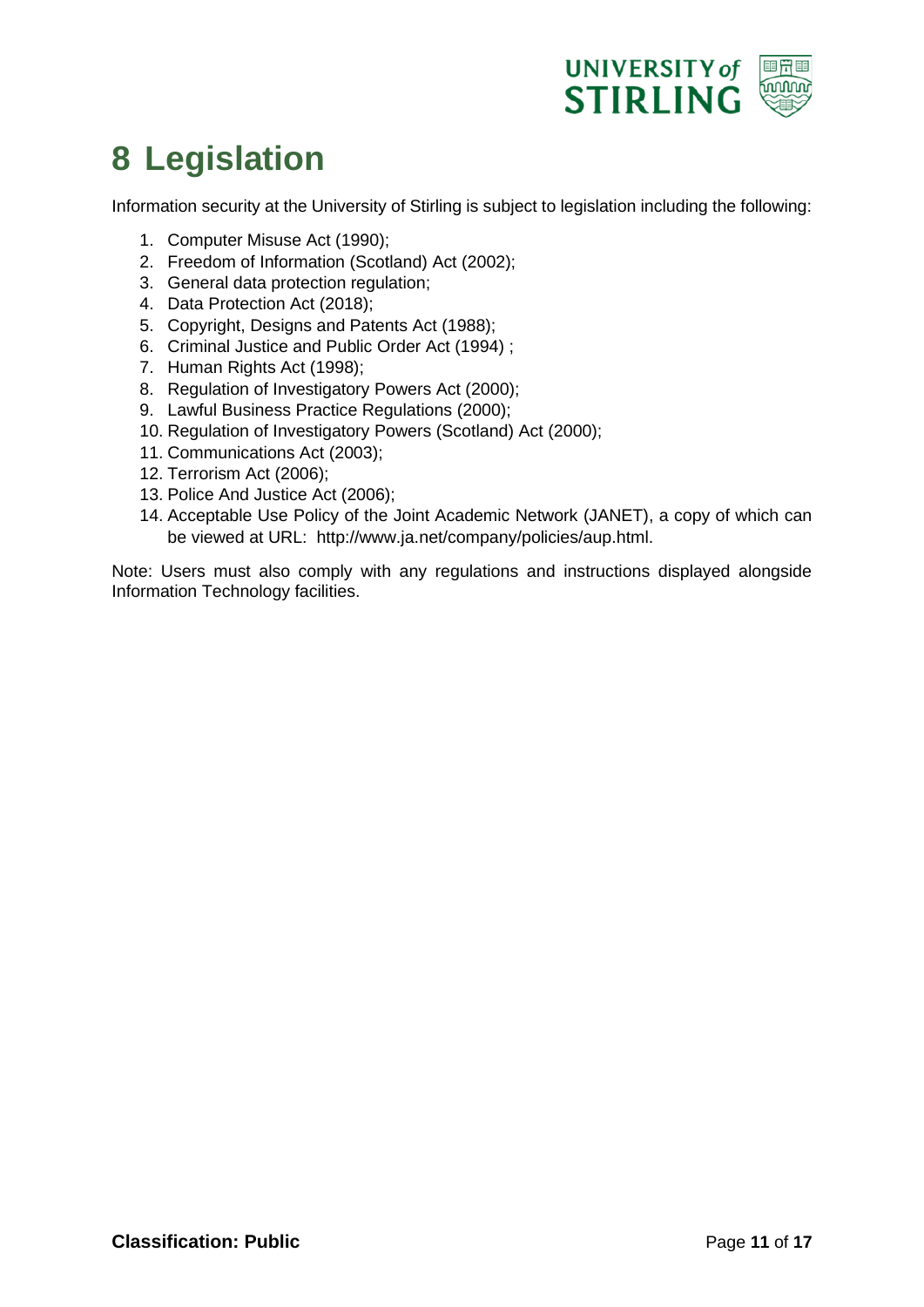# 8 Legislation

Information security at the University of Stirling is subject to legislation including the following:

1. Computer Misuse Act (1990);
2. Freedom of Information (Scotland) Act (2002);
3. General data protection regulation;
4. Data Protection Act (2018);
5. Copyright, Designs and Patents Act (1988);
6. Criminal Justice and Public Order Act (1994) ;
7. Human Rights Act (1998);
8. Regulation of Investigatory Powers Act (2000);
9. Lawful Business Practice Regulations (2000);
10. Regulation of Investigatory Powers (Scotland) Act (2000);
11. Communications Act (2003);
12. Terrorism Act (2006);
13. Police And Justice Act (2006);
14. Acceptable Use Policy of the Joint Academic Network (JANET), a copy of which can be viewed at URL: http://www.ja.net/company/policies/aup.html.

Note: Users must also comply with any regulations and instructions displayed alongside Information Technology facilities.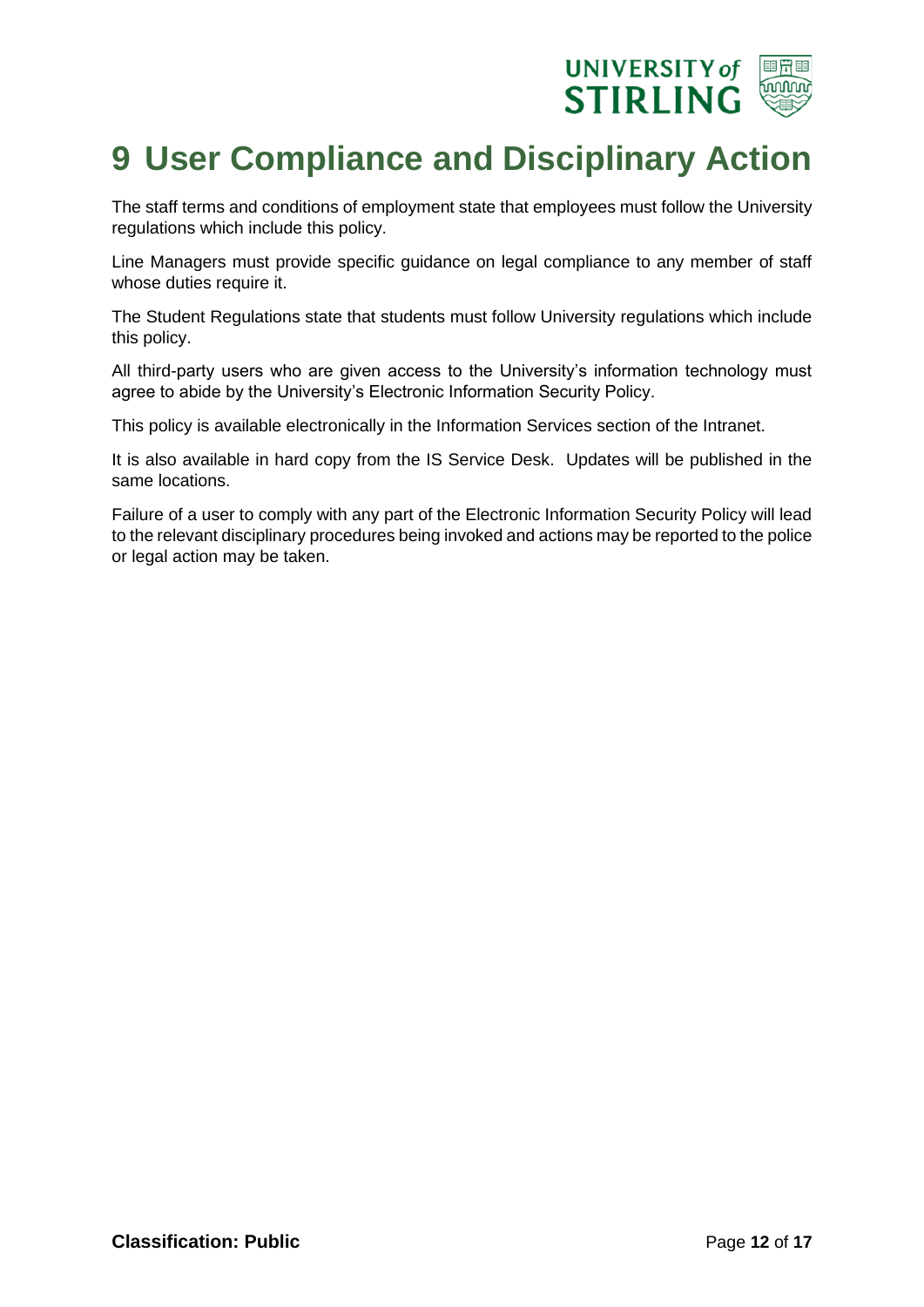# 9 User Compliance and Disciplinary Action

The staff terms and conditions of employment state that employees must follow the University regulations which include this policy.

Line Managers must provide specific guidance on legal compliance to any member of staff whose duties require it.

The Student Regulations state that students must follow University regulations which include this policy.

All third-party users who are given access to the University's information technology must agree to abide by the University's Electronic Information Security Policy.

This policy is available electronically in the Information Services section of the Intranet.

It is also available in hard copy from the IS Service Desk. Updates will be published in the same locations.

Failure of a user to comply with any part of the Electronic Information Security Policy will lead to the relevant disciplinary procedures being invoked and actions may be reported to the police or legal action may be taken.

**Classification: Public**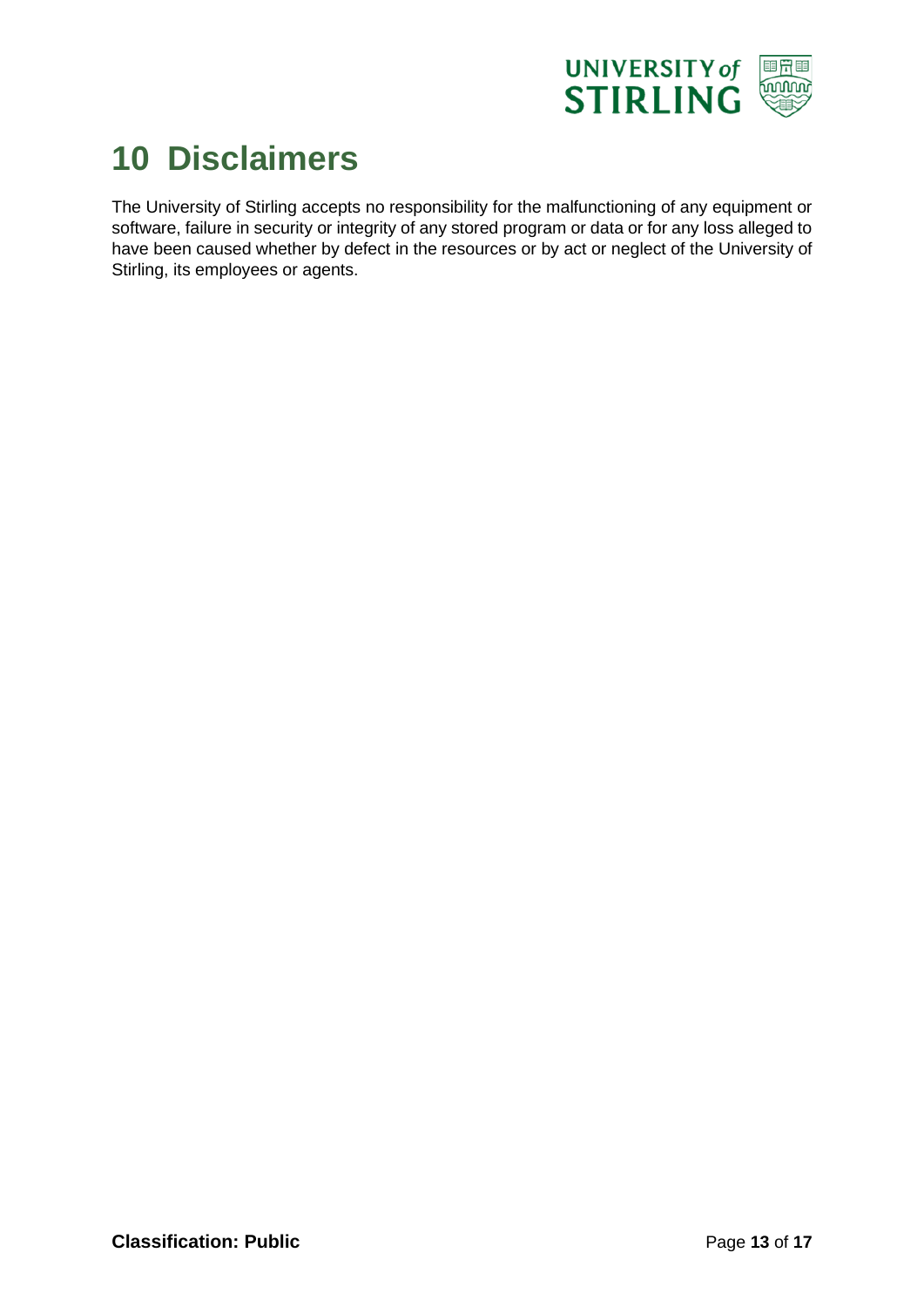# 10 Disclaimers

The University of Stirling accepts no responsibility for the malfunctioning of any equipment or software, failure in security or integrity of any stored program or data or for any loss alleged to have been caused whether by defect in the resources or by act or neglect of the University of Stirling, its employees or agents.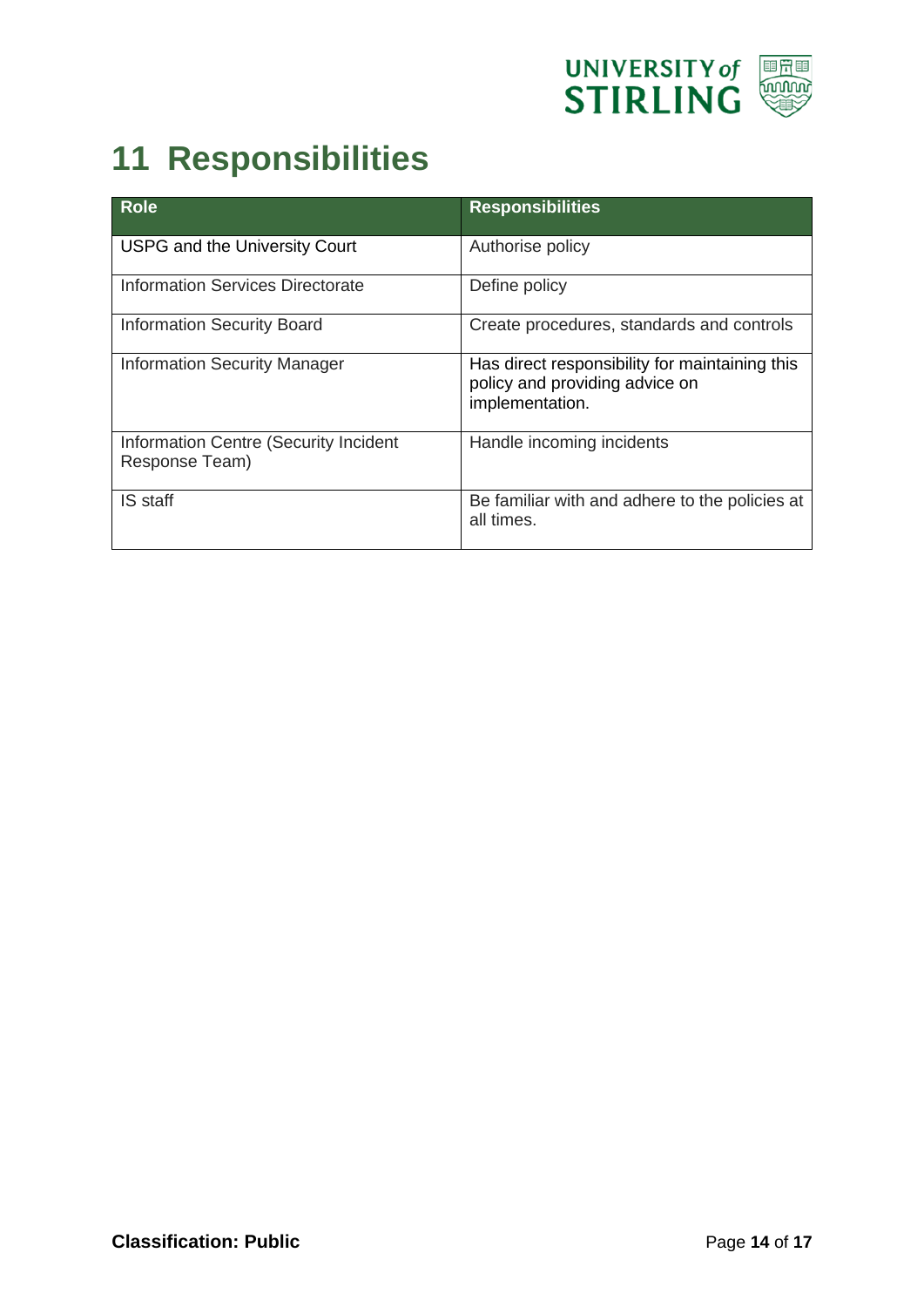# 11 Responsibilities

| Role | Responsibilities |
|---|---|
| USPG and the University Court | Authorise policy |
| Information Services Directorate | Define policy |
| Information Security Board | Create procedures, standards and controls |
| Information Security Manager | Has direct responsibility for maintaining this policy and providing advice on implementation. |
| Information Centre (Security Incident Response Team) | Handle incoming incidents |
| IS staff | Be familiar with and adhere to the policies at all times. |

**Classification: Public**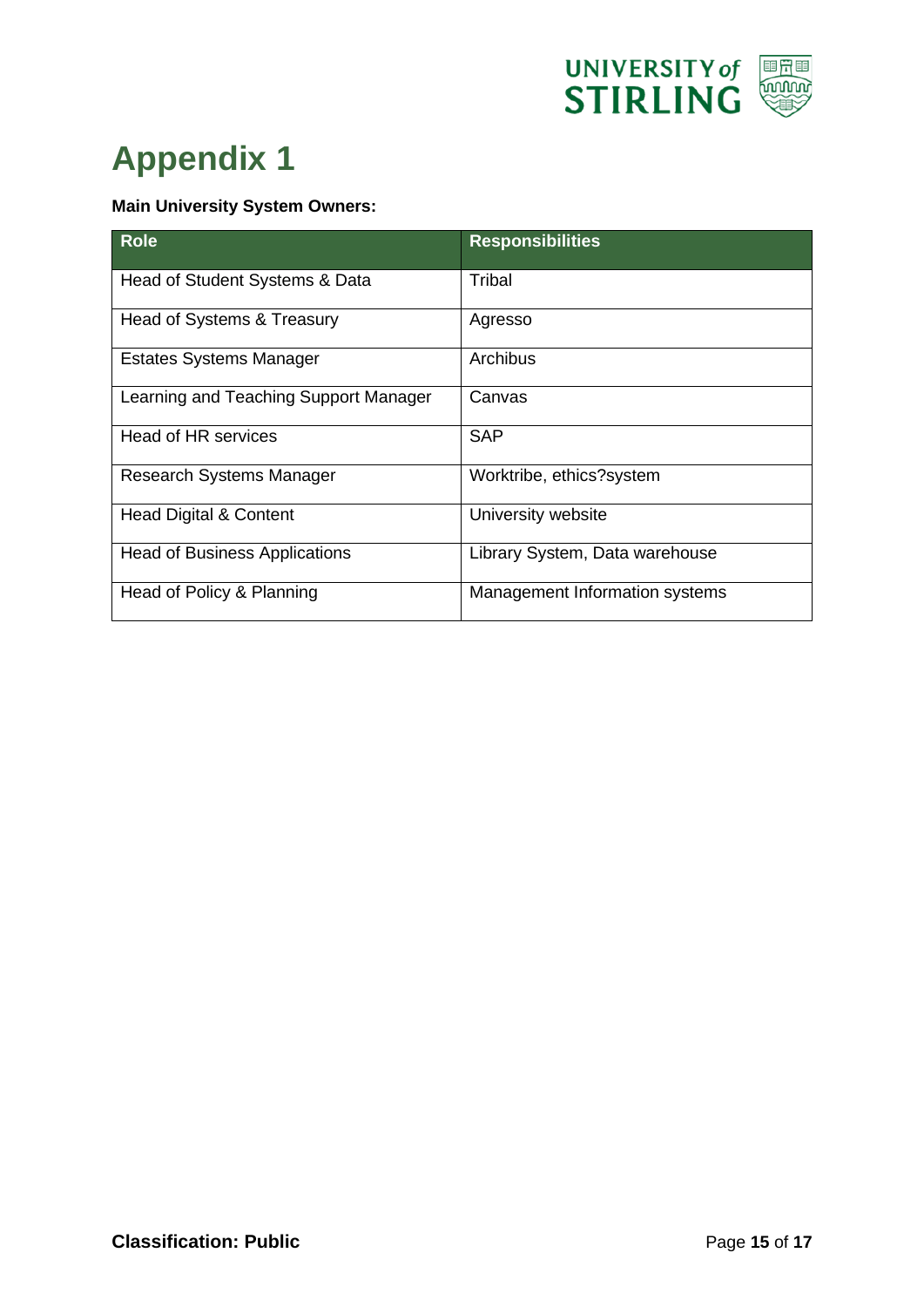# Appendix 1

**Main University System Owners:**

| Role | Responsibilities |
|---|---|
| Head of Student Systems & Data | Tribal |
| Head of Systems & Treasury | Agresso |
| Estates Systems Manager | Archibus |
| Learning and Teaching Support Manager | Canvas |
| Head of HR services | SAP |
| Research Systems Manager | Worktribe, ethics?system |
| Head Digital & Content | University website |
| Head of Business Applications | Library System, Data warehouse |
| Head of Policy & Planning | Management Information systems |

**Classification: Public**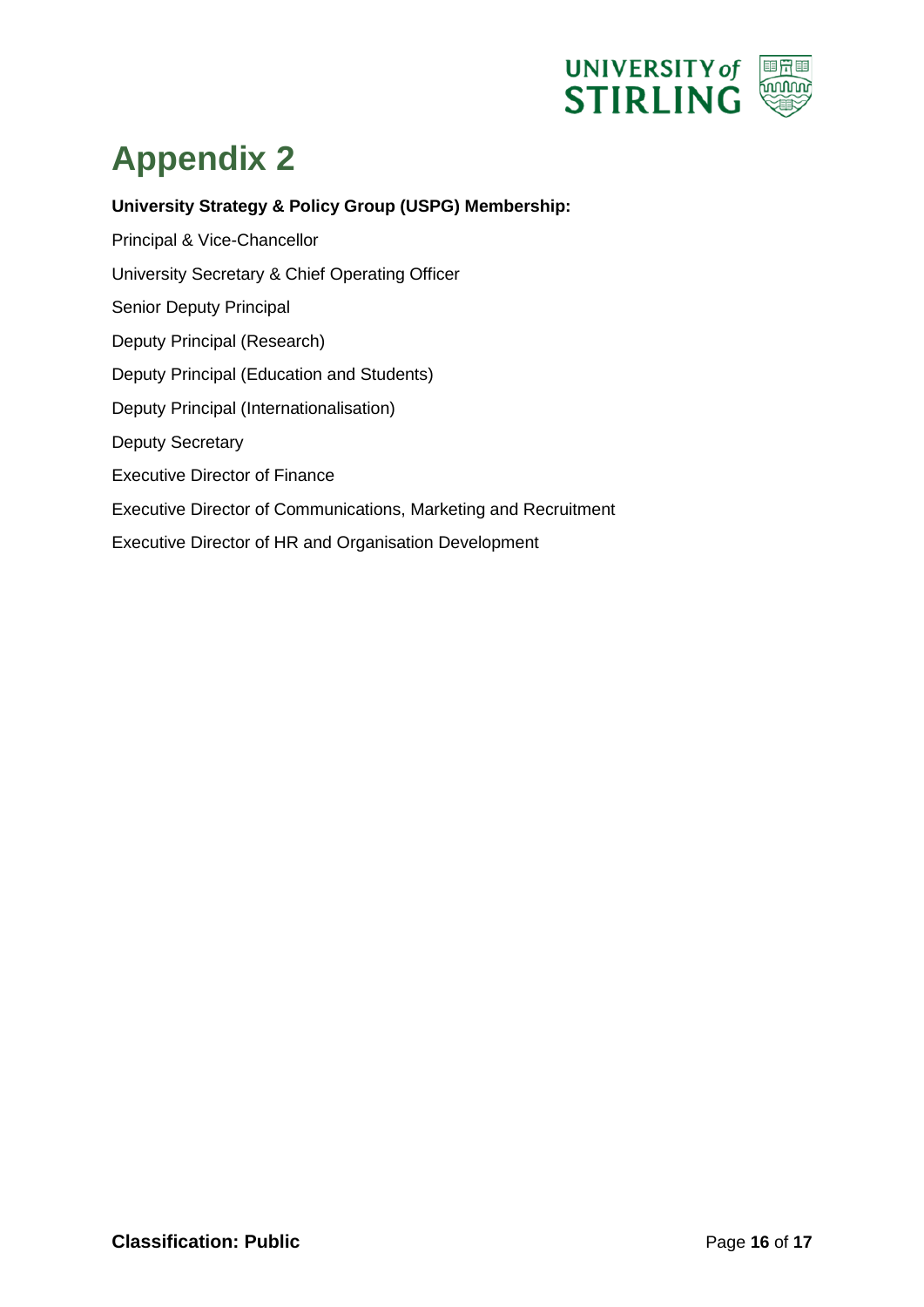# Appendix 2

**University Strategy & Policy Group (USPG) Membership:**

Principal & Vice-Chancellor

University Secretary & Chief Operating Officer

Senior Deputy Principal

Deputy Principal (Research)

Deputy Principal (Education and Students)

Deputy Principal (Internationalisation)

Deputy Secretary

Executive Director of Finance

Executive Director of Communications, Marketing and Recruitment

Executive Director of HR and Organisation Development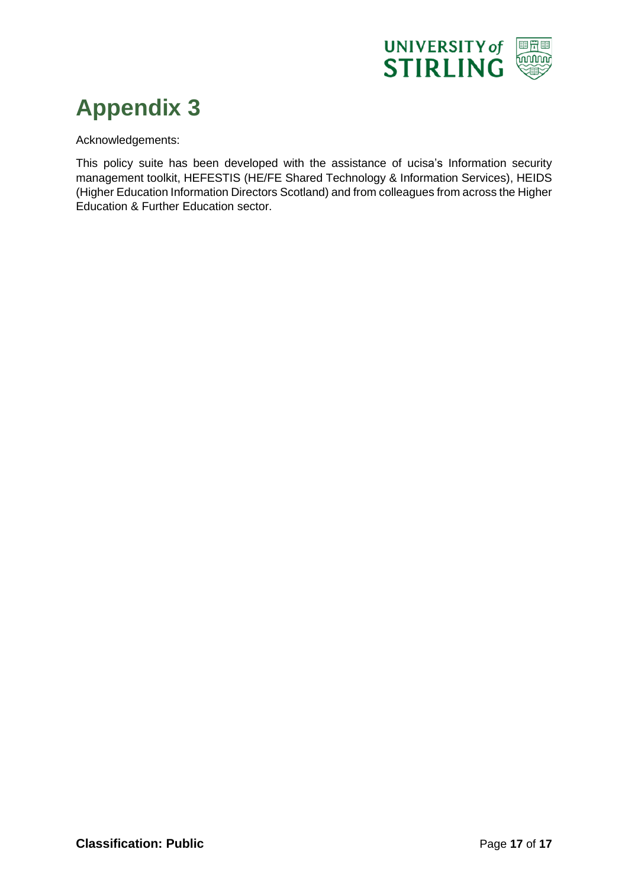# Appendix 3

Acknowledgements:

This policy suite has been developed with the assistance of ucisa's Information security management toolkit, HEFESTIS (HE/FE Shared Technology & Information Services), HEIDS (Higher Education Information Directors Scotland) and from colleagues from across the Higher Education & Further Education sector.